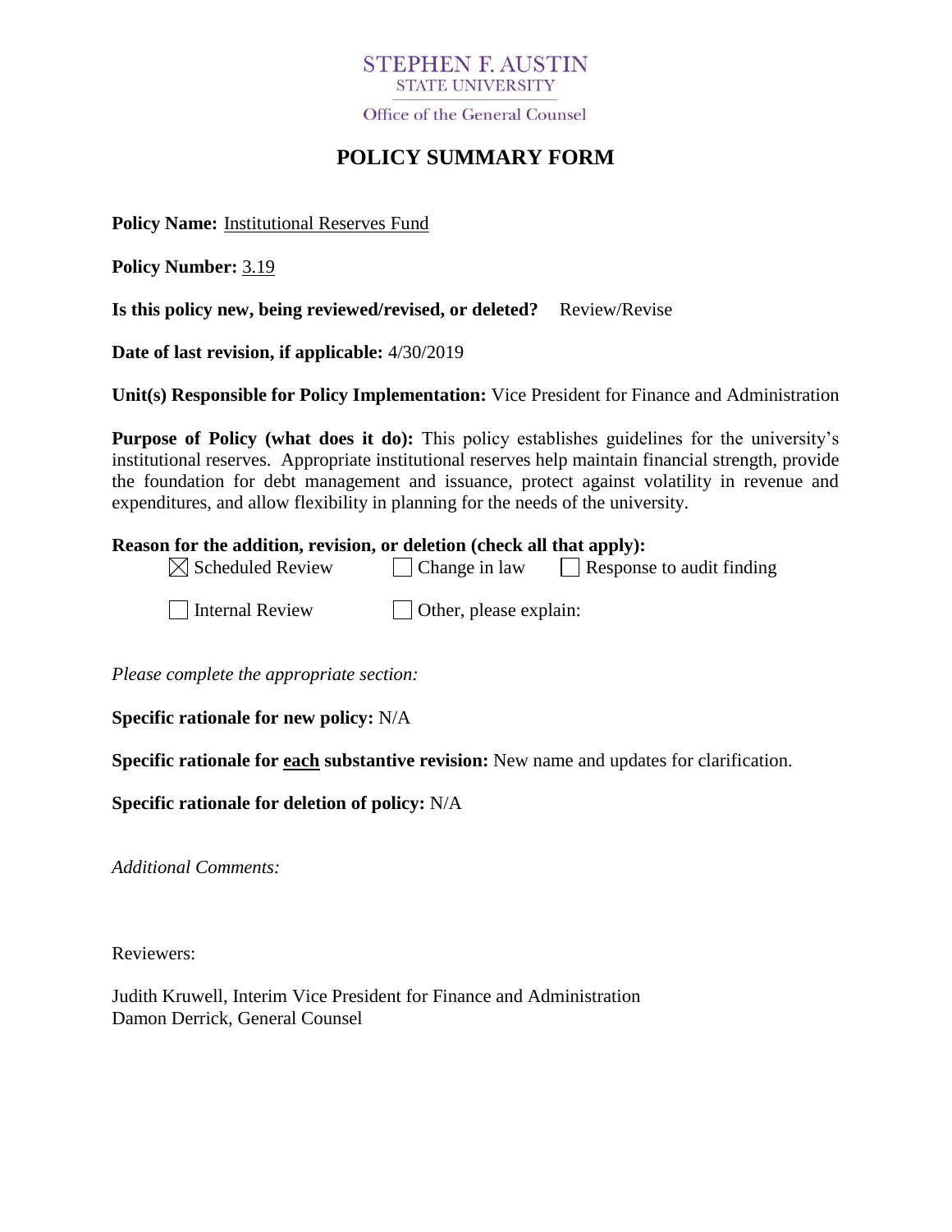STEPHEN F. AUSTIN
STATE UNIVERSITY

Office of the General Counsel

# POLICY SUMMARY FORM

**Policy Name:** Institutional Reserves Fund

**Policy Number:** 3.19

**Is this policy new, being reviewed/revised, or deleted?** Review/Revise

**Date of last revision, if applicable:** 4/30/2019

**Unit(s) Responsible for Policy Implementation:** Vice President for Finance and Administration

**Purpose of Policy (what does it do):** This policy establishes guidelines for the university's institutional reserves. Appropriate institutional reserves help maintain financial strength, provide the foundation for debt management and issuance, protect against volatility in revenue and expenditures, and allow flexibility in planning for the needs of the university.

**Reason for the addition, revision, or deletion (check all that apply):**

- [x] Scheduled Review
- [ ] Change in law
- [ ] Response to audit finding
- [ ] Internal Review
- [ ] Other, please explain:

*Please complete the appropriate section:*

**Specific rationale for new policy:** N/A

**Specific rationale for each substantive revision:** New name and updates for clarification.

**Specific rationale for deletion of policy:** N/A

*Additional Comments:*

Reviewers:

Judith Kruwell, Interim Vice President for Finance and Administration
Damon Derrick, General Counsel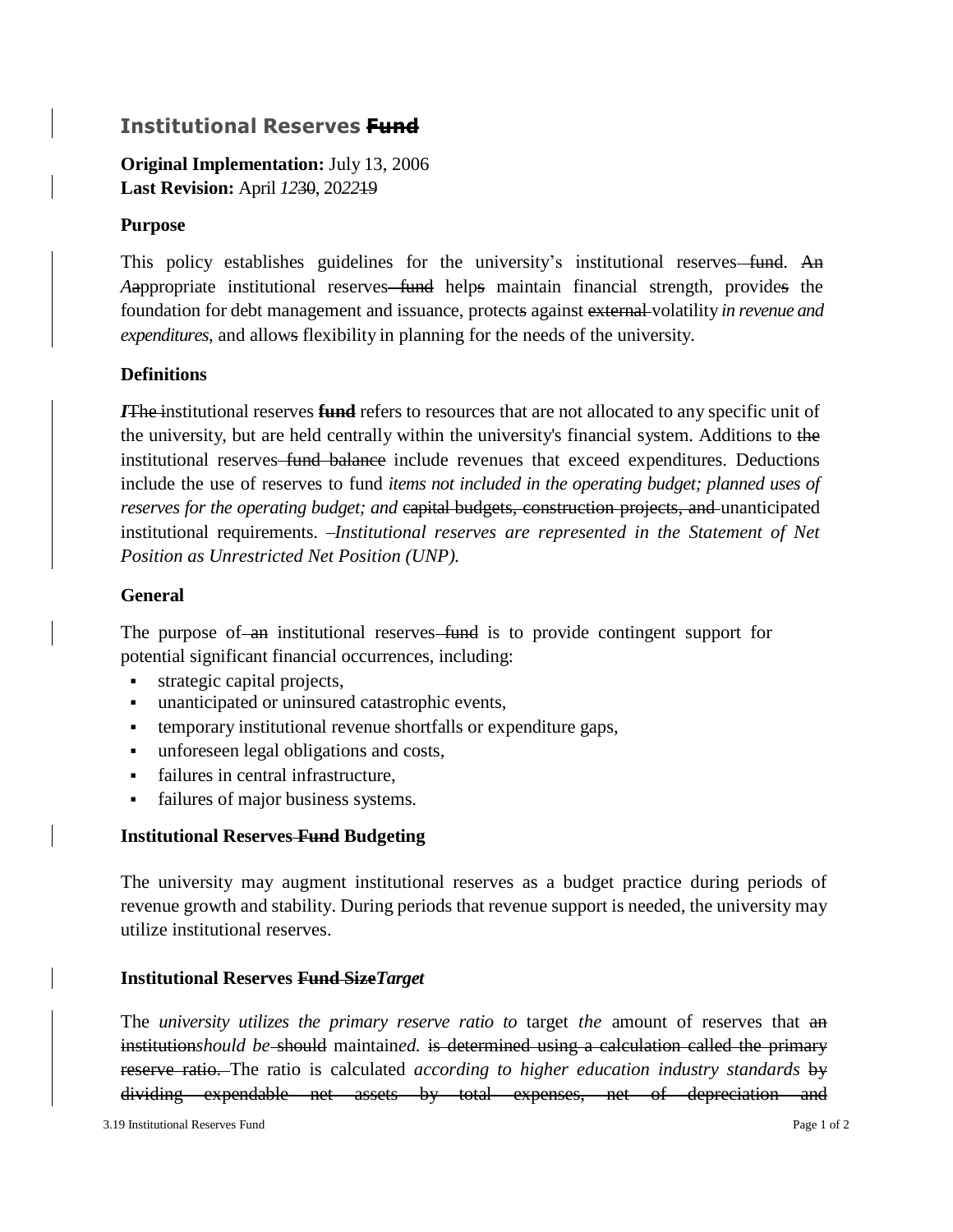## Institutional Reserves ~~Fund~~

**Original Implementation:** July 13, 2006
**Last Revision:** April *12*~~30~~, 20*22*~~19~~

### Purpose

This policy establishes guidelines for the university's institutional reserves ~~fund~~. ~~An~~ *A*~~a~~ppropriate institutional reserves ~~fund~~ help~~s~~ maintain financial strength, provide~~s~~ the foundation for debt management and issuance, protect~~s~~ against ~~external~~ volatility *in revenue and expenditures*, and allow~~s~~ flexibility in planning for the needs of the university.

### Definitions

*I*~~The i~~nstitutional reserves **~~fund~~** refers to resources that are not allocated to any specific unit of the university, but are held centrally within the university's financial system. Additions to ~~the~~ institutional reserves ~~fund balance~~ include revenues that exceed expenditures. Deductions include the use of reserves to fund *items not included in the operating budget; planned uses of reserves for the operating budget; and* ~~capital budgets, construction projects, and~~ unanticipated institutional requirements. *Institutional reserves are represented in the Statement of Net Position as Unrestricted Net Position (UNP).*

### General

The purpose of ~~an~~ institutional reserves ~~fund~~ is to provide contingent support for potential significant financial occurrences, including:

- strategic capital projects,
- unanticipated or uninsured catastrophic events,
- temporary institutional revenue shortfalls or expenditure gaps,
- unforeseen legal obligations and costs,
- failures in central infrastructure,
- failures of major business systems.

### Institutional Reserves ~~Fund~~ Budgeting

The university may augment institutional reserves as a budget practice during periods of revenue growth and stability. During periods that revenue support is needed, the university may utilize institutional reserves.

### Institutional Reserves ~~Fund Size~~*Target*

The *university utilizes the primary reserve ratio to* target *the* amount of reserves that ~~an institution~~*should be* ~~should~~ maintain*ed.* ~~is determined using a calculation called the primary reserve ratio.~~ The ratio is calculated *according to higher education industry standards* ~~by dividing expendable net assets by total expenses, net of depreciation and~~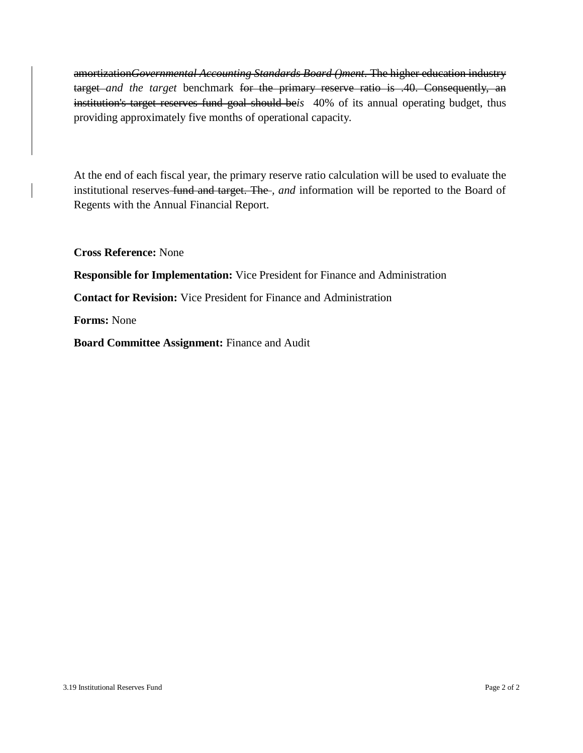~~amortization~~*~~Governmental Accounting Standards Board ()~~ment*. ~~The higher education industry target~~ *and the target* benchmark ~~for the primary reserve ratio is .40. Consequently, an institution's target reserves fund goal should be~~*is* 40% of its annual operating budget, thus providing approximately five months of operational capacity.

At the end of each fiscal year, the primary reserve ratio calculation will be used to evaluate the institutional reserves~~ fund and target. The ~~, *and* information will be reported to the Board of Regents with the Annual Financial Report.

**Cross Reference:** None

**Responsible for Implementation:** Vice President for Finance and Administration

**Contact for Revision:** Vice President for Finance and Administration

**Forms:** None

**Board Committee Assignment:** Finance and Audit